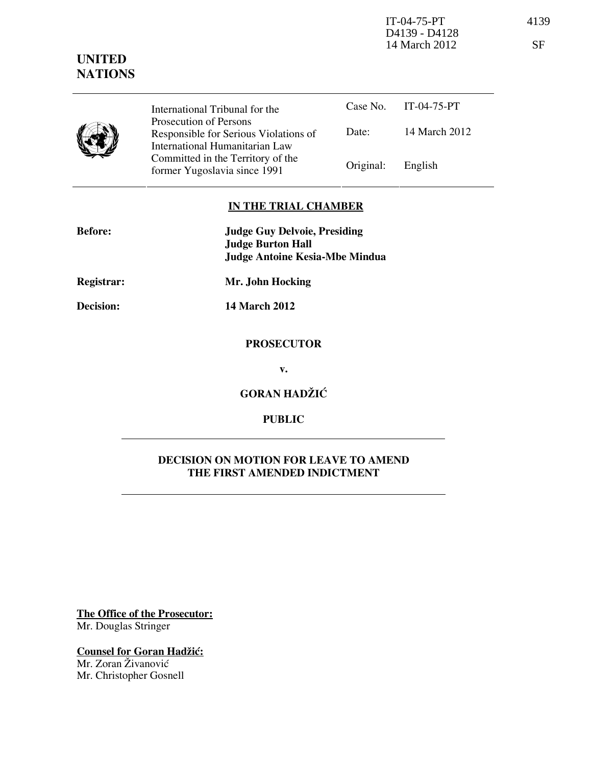IT-04-75-PT
D4139 - D4128
14 March 2012

4139

SF

**UNITED NATIONS**

| International Tribunal for the Prosecution of Persons Responsible for Serious Violations of International Humanitarian Law Committed in the Territory of the former Yugoslavia since 1991 | Case No. | IT-04-75-PT |
|---|---|---|
| | Date: | 14 March 2012 |
| | Original: | English |

**IN THE TRIAL CHAMBER**

**Before:** **Judge Guy Delvoie, Presiding**
**Judge Burton Hall**
**Judge Antoine Kesia-Mbe Mindua**

**Registrar:** **Mr. John Hocking**

**Decision:** **14 March 2012**

**PROSECUTOR**

**v.**

**GORAN HADŽIĆ**

**PUBLIC**

**DECISION ON MOTION FOR LEAVE TO AMEND THE FIRST AMENDED INDICTMENT**

**The Office of the Prosecutor:**
Mr. Douglas Stringer

**Counsel for Goran Hadžić:**
Mr. Zoran Živanović
Mr. Christopher Gosnell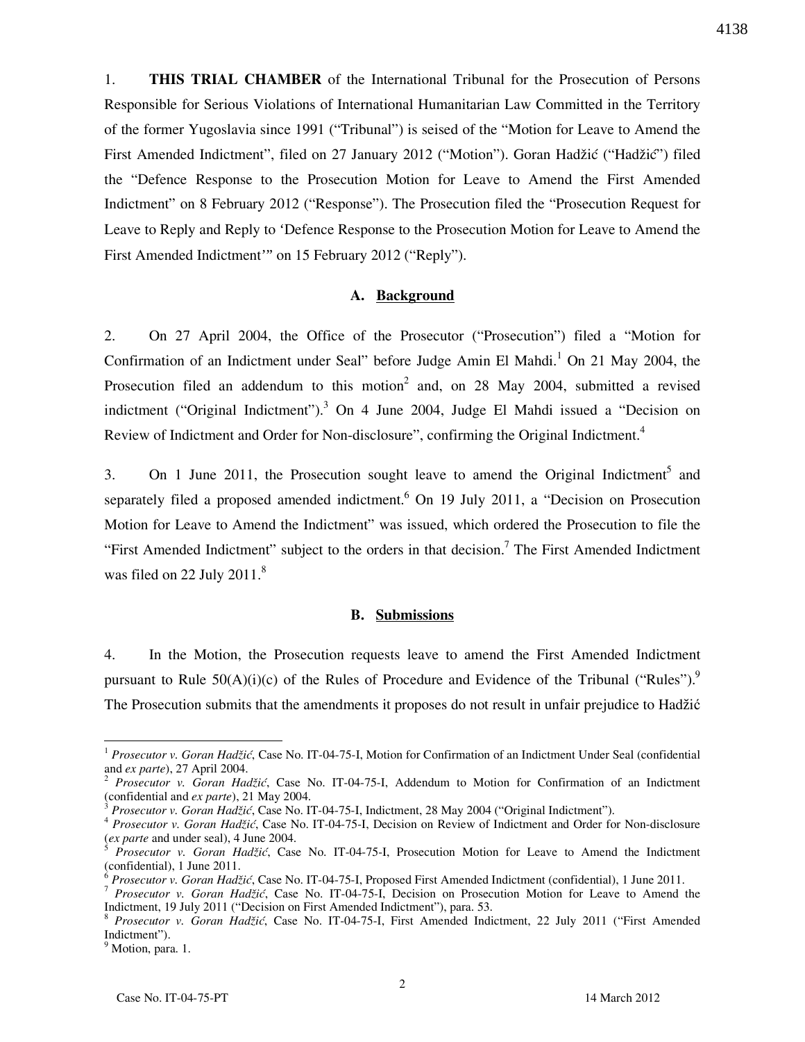1. **THIS TRIAL CHAMBER** of the International Tribunal for the Prosecution of Persons Responsible for Serious Violations of International Humanitarian Law Committed in the Territory of the former Yugoslavia since 1991 ("Tribunal") is seised of the "Motion for Leave to Amend the First Amended Indictment", filed on 27 January 2012 ("Motion"). Goran Hadžić ("Hadžić") filed the "Defence Response to the Prosecution Motion for Leave to Amend the First Amended Indictment" on 8 February 2012 ("Response"). The Prosecution filed the "Prosecution Request for Leave to Reply and Reply to 'Defence Response to the Prosecution Motion for Leave to Amend the First Amended Indictment'" on 15 February 2012 ("Reply").

### A. Background

2. On 27 April 2004, the Office of the Prosecutor ("Prosecution") filed a "Motion for Confirmation of an Indictment under Seal" before Judge Amin El Mahdi.[1] On 21 May 2004, the Prosecution filed an addendum to this motion[2] and, on 28 May 2004, submitted a revised indictment ("Original Indictment").[3] On 4 June 2004, Judge El Mahdi issued a "Decision on Review of Indictment and Order for Non-disclosure", confirming the Original Indictment.[4]

3. On 1 June 2011, the Prosecution sought leave to amend the Original Indictment[5] and separately filed a proposed amended indictment.[6] On 19 July 2011, a "Decision on Prosecution Motion for Leave to Amend the Indictment" was issued, which ordered the Prosecution to file the "First Amended Indictment" subject to the orders in that decision.[7] The First Amended Indictment was filed on 22 July 2011.[8]

### B. Submissions

4. In the Motion, the Prosecution requests leave to amend the First Amended Indictment pursuant to Rule 50(A)(i)(c) of the Rules of Procedure and Evidence of the Tribunal ("Rules").[9] The Prosecution submits that the amendments it proposes do not result in unfair prejudice to Hadžić

---

[1] *Prosecutor v. Goran Hadžić*, Case No. IT-04-75-I, Motion for Confirmation of an Indictment Under Seal (confidential and *ex parte*), 27 April 2004.

[2] *Prosecutor v. Goran Hadžić*, Case No. IT-04-75-I, Addendum to Motion for Confirmation of an Indictment (confidential and *ex parte*), 21 May 2004.

[3] *Prosecutor v. Goran Hadžić*, Case No. IT-04-75-I, Indictment, 28 May 2004 ("Original Indictment").

[4] *Prosecutor v. Goran Hadžić*, Case No. IT-04-75-I, Decision on Review of Indictment and Order for Non-disclosure (*ex parte* and under seal), 4 June 2004.

[5] *Prosecutor v. Goran Hadžić*, Case No. IT-04-75-I, Prosecution Motion for Leave to Amend the Indictment (confidential), 1 June 2011.

[6] *Prosecutor v. Goran Hadžić*, Case No. IT-04-75-I, Proposed First Amended Indictment (confidential), 1 June 2011.

[7] *Prosecutor v. Goran Hadžić*, Case No. IT-04-75-I, Decision on Prosecution Motion for Leave to Amend the Indictment, 19 July 2011 ("Decision on First Amended Indictment"), para. 53.

[8] *Prosecutor v. Goran Hadžić*, Case No. IT-04-75-I, First Amended Indictment, 22 July 2011 ("First Amended Indictment").

[9] Motion, para. 1.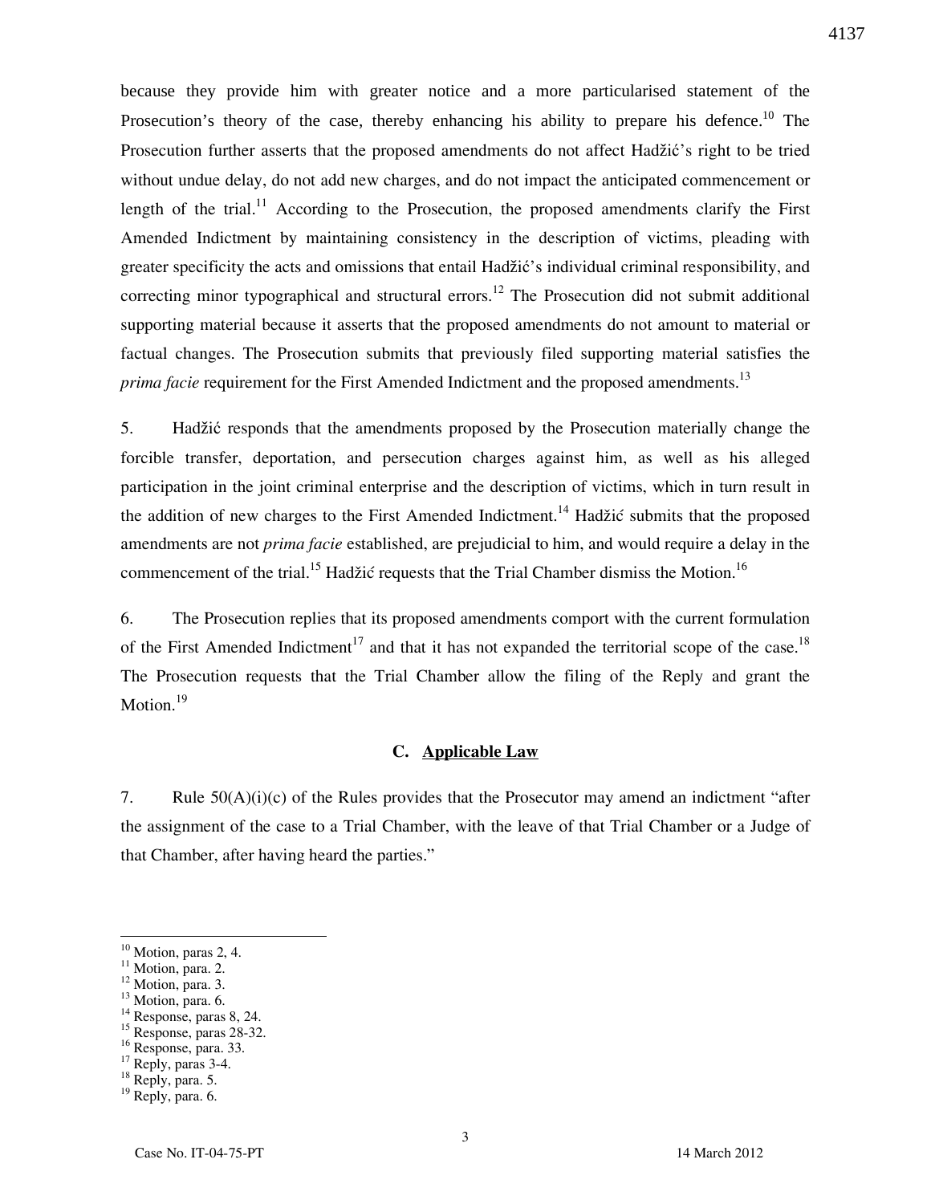because they provide him with greater notice and a more particularised statement of the Prosecution's theory of the case, thereby enhancing his ability to prepare his defence.[10] The Prosecution further asserts that the proposed amendments do not affect Hadžić's right to be tried without undue delay, do not add new charges, and do not impact the anticipated commencement or length of the trial.[11] According to the Prosecution, the proposed amendments clarify the First Amended Indictment by maintaining consistency in the description of victims, pleading with greater specificity the acts and omissions that entail Hadžić's individual criminal responsibility, and correcting minor typographical and structural errors.[12] The Prosecution did not submit additional supporting material because it asserts that the proposed amendments do not amount to material or factual changes. The Prosecution submits that previously filed supporting material satisfies the *prima facie* requirement for the First Amended Indictment and the proposed amendments.[13]

5. Hadžić responds that the amendments proposed by the Prosecution materially change the forcible transfer, deportation, and persecution charges against him, as well as his alleged participation in the joint criminal enterprise and the description of victims, which in turn result in the addition of new charges to the First Amended Indictment.[14] Hadžić submits that the proposed amendments are not *prima facie* established, are prejudicial to him, and would require a delay in the commencement of the trial.[15] Hadžić requests that the Trial Chamber dismiss the Motion.[16]

6. The Prosecution replies that its proposed amendments comport with the current formulation of the First Amended Indictment[17] and that it has not expanded the territorial scope of the case.[18] The Prosecution requests that the Trial Chamber allow the filing of the Reply and grant the Motion.[19]

### C. Applicable Law

7. Rule 50(A)(i)(c) of the Rules provides that the Prosecutor may amend an indictment "after the assignment of the case to a Trial Chamber, with the leave of that Trial Chamber or a Judge of that Chamber, after having heard the parties."

---

[10] Motion, paras 2, 4.
[11] Motion, para. 2.
[12] Motion, para. 3.
[13] Motion, para. 6.
[14] Response, paras 8, 24.
[15] Response, paras 28-32.
[16] Response, para. 33.
[17] Reply, paras 3-4.
[18] Reply, para. 5.
[19] Reply, para. 6.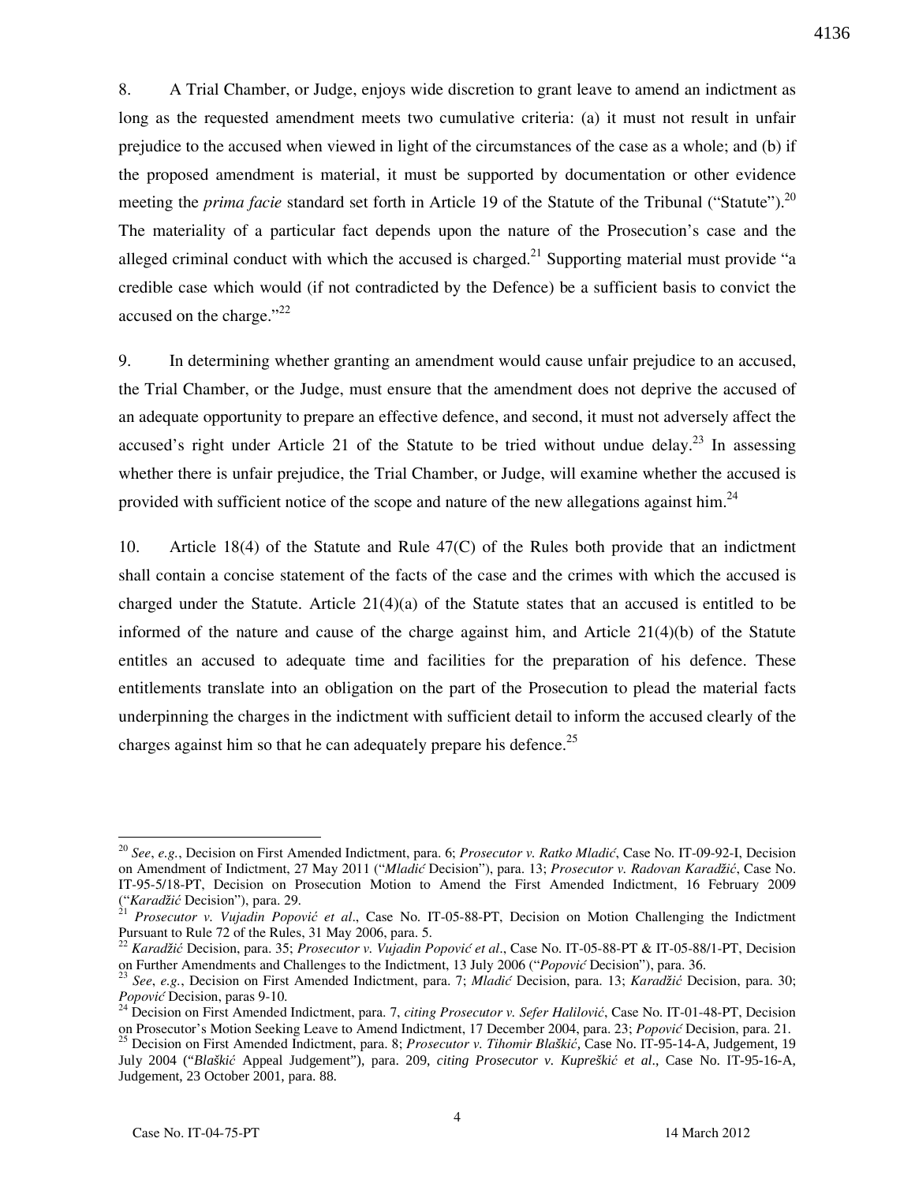8. A Trial Chamber, or Judge, enjoys wide discretion to grant leave to amend an indictment as long as the requested amendment meets two cumulative criteria: (a) it must not result in unfair prejudice to the accused when viewed in light of the circumstances of the case as a whole; and (b) if the proposed amendment is material, it must be supported by documentation or other evidence meeting the *prima facie* standard set forth in Article 19 of the Statute of the Tribunal ("Statute").[20] The materiality of a particular fact depends upon the nature of the Prosecution's case and the alleged criminal conduct with which the accused is charged.[21] Supporting material must provide "a credible case which would (if not contradicted by the Defence) be a sufficient basis to convict the accused on the charge."[22]

9. In determining whether granting an amendment would cause unfair prejudice to an accused, the Trial Chamber, or the Judge, must ensure that the amendment does not deprive the accused of an adequate opportunity to prepare an effective defence, and second, it must not adversely affect the accused's right under Article 21 of the Statute to be tried without undue delay.[23] In assessing whether there is unfair prejudice, the Trial Chamber, or Judge, will examine whether the accused is provided with sufficient notice of the scope and nature of the new allegations against him.[24]

10. Article 18(4) of the Statute and Rule 47(C) of the Rules both provide that an indictment shall contain a concise statement of the facts of the case and the crimes with which the accused is charged under the Statute. Article 21(4)(a) of the Statute states that an accused is entitled to be informed of the nature and cause of the charge against him, and Article 21(4)(b) of the Statute entitles an accused to adequate time and facilities for the preparation of his defence. These entitlements translate into an obligation on the part of the Prosecution to plead the material facts underpinning the charges in the indictment with sufficient detail to inform the accused clearly of the charges against him so that he can adequately prepare his defence.[25]

---

[20] *See*, *e.g.*, Decision on First Amended Indictment, para. 6; *Prosecutor v. Ratko Mladić*, Case No. IT-09-92-I, Decision on Amendment of Indictment, 27 May 2011 ("*Mladić* Decision"), para. 13; *Prosecutor v. Radovan Karadžić*, Case No. IT-95-5/18-PT, Decision on Prosecution Motion to Amend the First Amended Indictment, 16 February 2009 ("*Karadžić* Decision"), para. 29.

[21] *Prosecutor v. Vujadin Popović et al*., Case No. IT-05-88-PT, Decision on Motion Challenging the Indictment Pursuant to Rule 72 of the Rules, 31 May 2006, para. 5.

[22] *Karadžić* Decision, para. 35; *Prosecutor v. Vujadin Popović et al*., Case No. IT-05-88-PT & IT-05-88/1-PT, Decision on Further Amendments and Challenges to the Indictment, 13 July 2006 ("*Popović* Decision"), para. 36.

[23] *See*, *e.g.*, Decision on First Amended Indictment, para. 7; *Mladić* Decision, para. 13; *Karadžić* Decision, para. 30; *Popović* Decision, paras 9-10.

[24] Decision on First Amended Indictment, para. 7, *citing Prosecutor v. Sefer Halilović*, Case No. IT-01-48-PT, Decision on Prosecutor's Motion Seeking Leave to Amend Indictment, 17 December 2004, para. 23; *Popović* Decision, para. 21.

[25] Decision on First Amended Indictment, para. 8; *Prosecutor v. Tihomir Blaškić*, Case No. IT-95-14-A, Judgement, 19 July 2004 ("*Blaškić* Appeal Judgement"), para. 209, *citing Prosecutor v. Kupreškić et al*., Case No. IT-95-16-A, Judgement, 23 October 2001, para. 88.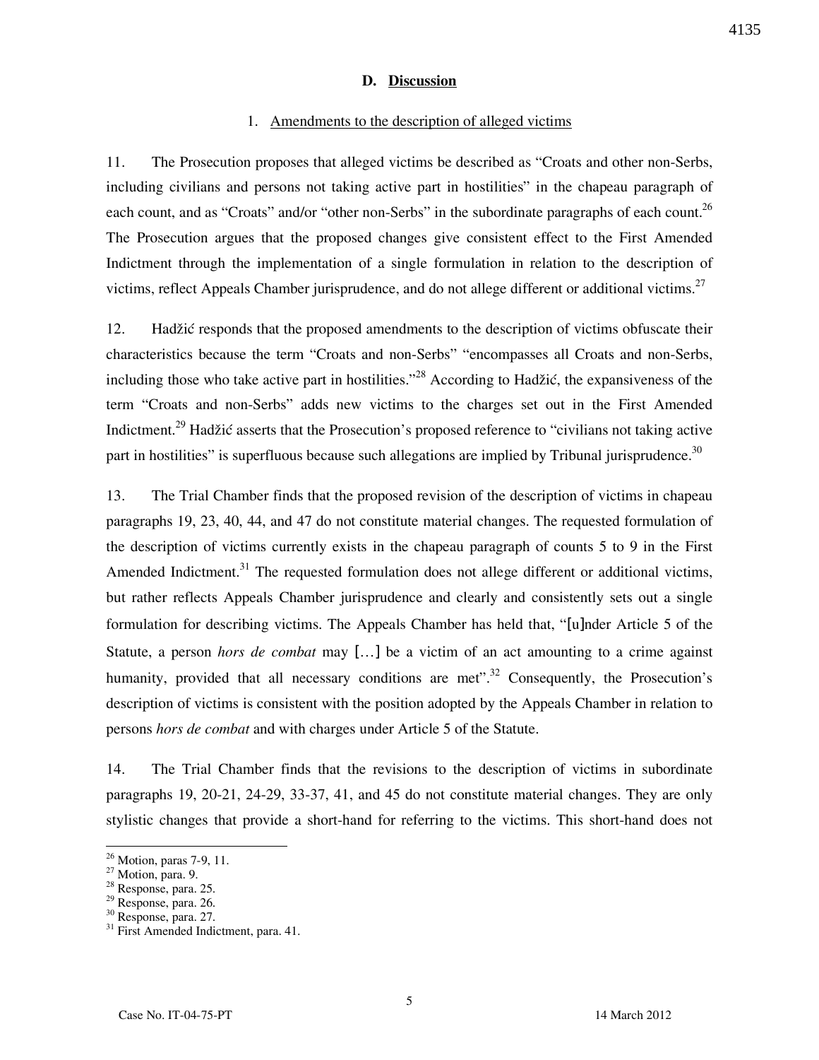### D. Discussion

#### 1. Amendments to the description of alleged victims

11. The Prosecution proposes that alleged victims be described as "Croats and other non-Serbs, including civilians and persons not taking active part in hostilities" in the chapeau paragraph of each count, and as "Croats" and/or "other non-Serbs" in the subordinate paragraphs of each count.[26] The Prosecution argues that the proposed changes give consistent effect to the First Amended Indictment through the implementation of a single formulation in relation to the description of victims, reflect Appeals Chamber jurisprudence, and do not allege different or additional victims.[27]

12. Hadžić responds that the proposed amendments to the description of victims obfuscate their characteristics because the term "Croats and non-Serbs" "encompasses all Croats and non-Serbs, including those who take active part in hostilities."[28] According to Hadžić, the expansiveness of the term "Croats and non-Serbs" adds new victims to the charges set out in the First Amended Indictment.[29] Hadžić asserts that the Prosecution's proposed reference to "civilians not taking active part in hostilities" is superfluous because such allegations are implied by Tribunal jurisprudence.[30]

13. The Trial Chamber finds that the proposed revision of the description of victims in chapeau paragraphs 19, 23, 40, 44, and 47 do not constitute material changes. The requested formulation of the description of victims currently exists in the chapeau paragraph of counts 5 to 9 in the First Amended Indictment.[31] The requested formulation does not allege different or additional victims, but rather reflects Appeals Chamber jurisprudence and clearly and consistently sets out a single formulation for describing victims. The Appeals Chamber has held that, "[u]nder Article 5 of the Statute, a person *hors de combat* may […] be a victim of an act amounting to a crime against humanity, provided that all necessary conditions are met".[32] Consequently, the Prosecution's description of victims is consistent with the position adopted by the Appeals Chamber in relation to persons *hors de combat* and with charges under Article 5 of the Statute.

14. The Trial Chamber finds that the revisions to the description of victims in subordinate paragraphs 19, 20-21, 24-29, 33-37, 41, and 45 do not constitute material changes. They are only stylistic changes that provide a short-hand for referring to the victims. This short-hand does not

---

[26] Motion, paras 7-9, 11.

[27] Motion, para. 9.

[28] Response, para. 25.

[29] Response, para. 26.

[30] Response, para. 27.

[31] First Amended Indictment, para. 41.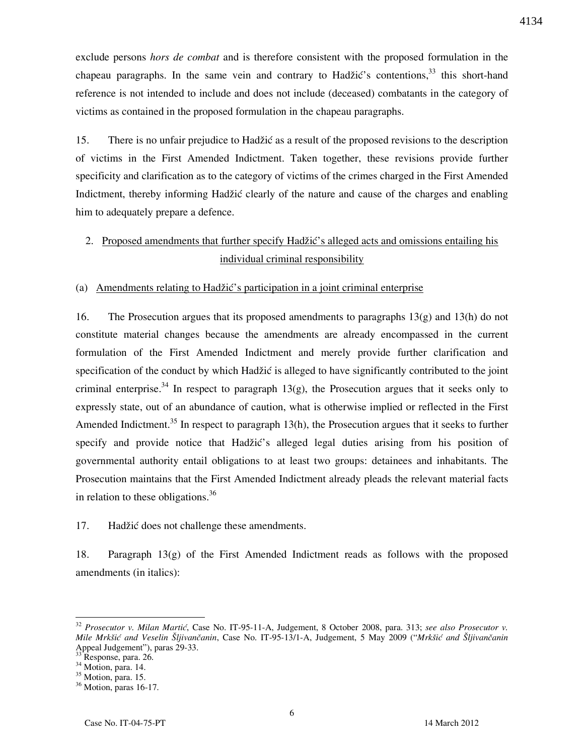exclude persons *hors de combat* and is therefore consistent with the proposed formulation in the chapeau paragraphs. In the same vein and contrary to Hadžić's contentions,[33] this short-hand reference is not intended to include and does not include (deceased) combatants in the category of victims as contained in the proposed formulation in the chapeau paragraphs.

15. There is no unfair prejudice to Hadžić as a result of the proposed revisions to the description of victims in the First Amended Indictment. Taken together, these revisions provide further specificity and clarification as to the category of victims of the crimes charged in the First Amended Indictment, thereby informing Hadžić clearly of the nature and cause of the charges and enabling him to adequately prepare a defence.

2. Proposed amendments that further specify Hadžić's alleged acts and omissions entailing his individual criminal responsibility

(a) Amendments relating to Hadžić's participation in a joint criminal enterprise

16. The Prosecution argues that its proposed amendments to paragraphs 13(g) and 13(h) do not constitute material changes because the amendments are already encompassed in the current formulation of the First Amended Indictment and merely provide further clarification and specification of the conduct by which Hadžić is alleged to have significantly contributed to the joint criminal enterprise.[34] In respect to paragraph 13(g), the Prosecution argues that it seeks only to expressly state, out of an abundance of caution, what is otherwise implied or reflected in the First Amended Indictment.[35] In respect to paragraph 13(h), the Prosecution argues that it seeks to further specify and provide notice that Hadžić's alleged legal duties arising from his position of governmental authority entail obligations to at least two groups: detainees and inhabitants. The Prosecution maintains that the First Amended Indictment already pleads the relevant material facts in relation to these obligations.[36]

17. Hadžić does not challenge these amendments.

18. Paragraph 13(g) of the First Amended Indictment reads as follows with the proposed amendments (in italics):

---

[32] *Prosecutor v. Milan Martić*, Case No. IT-95-11-A, Judgement, 8 October 2008, para. 313; *see also Prosecutor v. Mile Mrkšić and Veselin Šljivančanin*, Case No. IT-95-13/1-A, Judgement, 5 May 2009 ("*Mrkšić and Šljivančanin* Appeal Judgement"), paras 29-33.

[33] Response, para. 26.

[34] Motion, para. 14.

[35] Motion, para. 15.

[36] Motion, paras 16-17.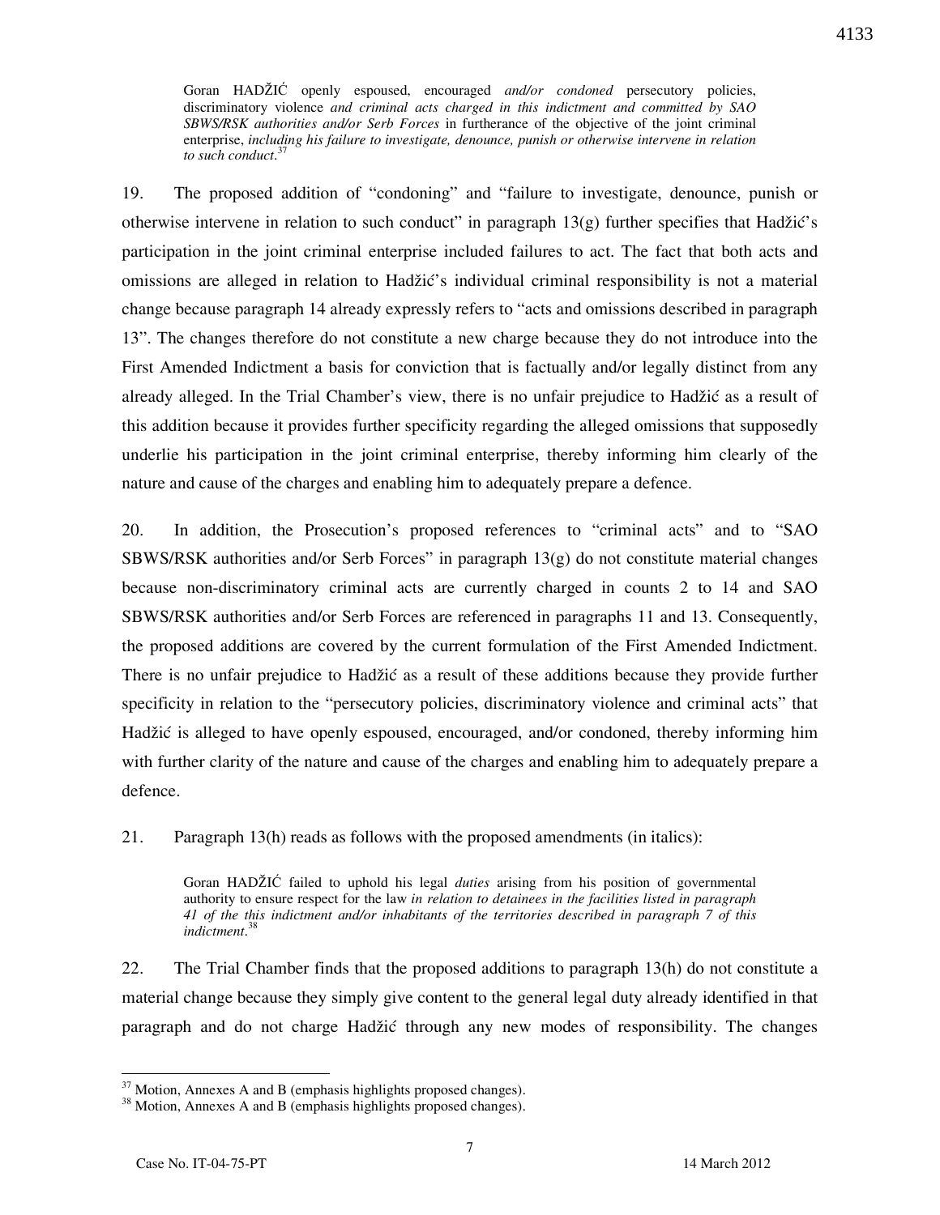> Goran HADŽIĆ openly espoused, encouraged *and/or condoned* persecutory policies, discriminatory violence *and criminal acts charged in this indictment and committed by SAO SBWS/RSK authorities and/or Serb Forces* in furtherance of the objective of the joint criminal enterprise, *including his failure to investigate, denounce, punish or otherwise intervene in relation to such conduct*.[37]

19. The proposed addition of "condoning" and "failure to investigate, denounce, punish or otherwise intervene in relation to such conduct" in paragraph 13(g) further specifies that Hadžić's participation in the joint criminal enterprise included failures to act. The fact that both acts and omissions are alleged in relation to Hadžić's individual criminal responsibility is not a material change because paragraph 14 already expressly refers to "acts and omissions described in paragraph 13". The changes therefore do not constitute a new charge because they do not introduce into the First Amended Indictment a basis for conviction that is factually and/or legally distinct from any already alleged. In the Trial Chamber's view, there is no unfair prejudice to Hadžić as a result of this addition because it provides further specificity regarding the alleged omissions that supposedly underlie his participation in the joint criminal enterprise, thereby informing him clearly of the nature and cause of the charges and enabling him to adequately prepare a defence.

20. In addition, the Prosecution's proposed references to "criminal acts" and to "SAO SBWS/RSK authorities and/or Serb Forces" in paragraph 13(g) do not constitute material changes because non-discriminatory criminal acts are currently charged in counts 2 to 14 and SAO SBWS/RSK authorities and/or Serb Forces are referenced in paragraphs 11 and 13. Consequently, the proposed additions are covered by the current formulation of the First Amended Indictment. There is no unfair prejudice to Hadžić as a result of these additions because they provide further specificity in relation to the "persecutory policies, discriminatory violence and criminal acts" that Hadžić is alleged to have openly espoused, encouraged, and/or condoned, thereby informing him with further clarity of the nature and cause of the charges and enabling him to adequately prepare a defence.

21. Paragraph 13(h) reads as follows with the proposed amendments (in italics):

> Goran HADŽIĆ failed to uphold his legal *duties* arising from his position of governmental authority to ensure respect for the law *in relation to detainees in the facilities listed in paragraph 41 of the this indictment and/or inhabitants of the territories described in paragraph 7 of this indictment*.[38]

22. The Trial Chamber finds that the proposed additions to paragraph 13(h) do not constitute a material change because they simply give content to the general legal duty already identified in that paragraph and do not charge Hadžić through any new modes of responsibility. The changes

---

[37] Motion, Annexes A and B (emphasis highlights proposed changes).

[38] Motion, Annexes A and B (emphasis highlights proposed changes).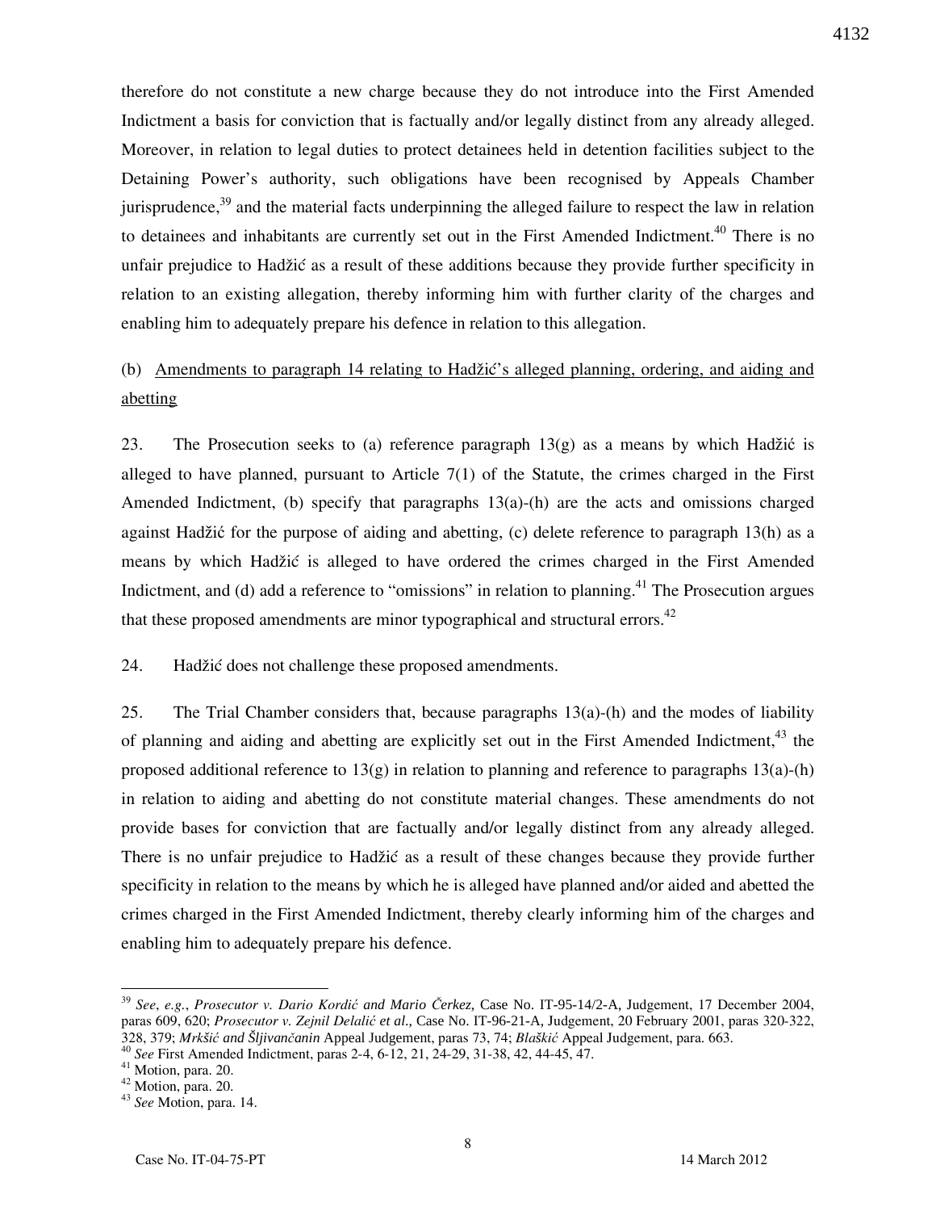therefore do not constitute a new charge because they do not introduce into the First Amended Indictment a basis for conviction that is factually and/or legally distinct from any already alleged. Moreover, in relation to legal duties to protect detainees held in detention facilities subject to the Detaining Power's authority, such obligations have been recognised by Appeals Chamber jurisprudence,[39] and the material facts underpinning the alleged failure to respect the law in relation to detainees and inhabitants are currently set out in the First Amended Indictment.[40] There is no unfair prejudice to Hadžić as a result of these additions because they provide further specificity in relation to an existing allegation, thereby informing him with further clarity of the charges and enabling him to adequately prepare his defence in relation to this allegation.

(b) <u>Amendments to paragraph 14 relating to Hadžić's alleged planning, ordering, and aiding and abetting</u>

23. The Prosecution seeks to (a) reference paragraph 13(g) as a means by which Hadžić is alleged to have planned, pursuant to Article 7(1) of the Statute, the crimes charged in the First Amended Indictment, (b) specify that paragraphs 13(a)-(h) are the acts and omissions charged against Hadžić for the purpose of aiding and abetting, (c) delete reference to paragraph 13(h) as a means by which Hadžić is alleged to have ordered the crimes charged in the First Amended Indictment, and (d) add a reference to "omissions" in relation to planning.[41] The Prosecution argues that these proposed amendments are minor typographical and structural errors.[42]

24. Hadžić does not challenge these proposed amendments.

25. The Trial Chamber considers that, because paragraphs 13(a)-(h) and the modes of liability of planning and aiding and abetting are explicitly set out in the First Amended Indictment,[43] the proposed additional reference to 13(g) in relation to planning and reference to paragraphs 13(a)-(h) in relation to aiding and abetting do not constitute material changes. These amendments do not provide bases for conviction that are factually and/or legally distinct from any already alleged. There is no unfair prejudice to Hadžić as a result of these changes because they provide further specificity in relation to the means by which he is alleged have planned and/or aided and abetted the crimes charged in the First Amended Indictment, thereby clearly informing him of the charges and enabling him to adequately prepare his defence.

---

[39] *See*, *e.g.*, *Prosecutor v. Dario Kordić and Mario Čerkez,* Case No. IT-95-14/2-A, Judgement, 17 December 2004, paras 609, 620; *Prosecutor v. Zejnil Delalić et al.,* Case No. IT-96-21-A, Judgement, 20 February 2001, paras 320-322, 328, 379; *Mrkšić and Šljivančanin* Appeal Judgement, paras 73, 74; *Blaškić* Appeal Judgement, para. 663.

[40] *See* First Amended Indictment, paras 2-4, 6-12, 21, 24-29, 31-38, 42, 44-45, 47.

[41] Motion, para. 20.

[42] Motion, para. 20.

[43] *See* Motion, para. 14.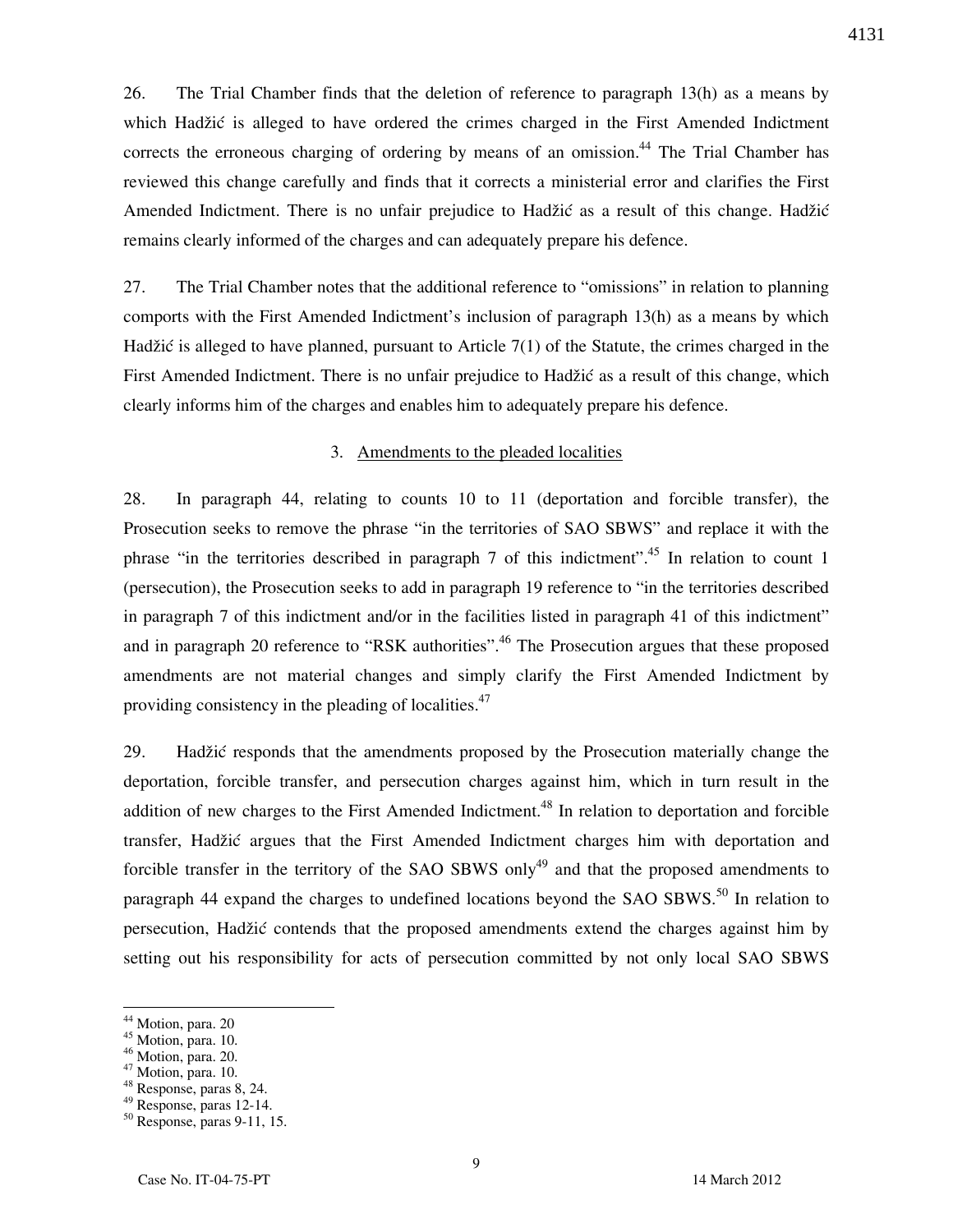26. The Trial Chamber finds that the deletion of reference to paragraph 13(h) as a means by which Hadžić is alleged to have ordered the crimes charged in the First Amended Indictment corrects the erroneous charging of ordering by means of an omission.[44] The Trial Chamber has reviewed this change carefully and finds that it corrects a ministerial error and clarifies the First Amended Indictment. There is no unfair prejudice to Hadžić as a result of this change. Hadžić remains clearly informed of the charges and can adequately prepare his defence.

27. The Trial Chamber notes that the additional reference to "omissions" in relation to planning comports with the First Amended Indictment's inclusion of paragraph 13(h) as a means by which Hadžić is alleged to have planned, pursuant to Article 7(1) of the Statute, the crimes charged in the First Amended Indictment. There is no unfair prejudice to Hadžić as a result of this change, which clearly informs him of the charges and enables him to adequately prepare his defence.

### 3. Amendments to the pleaded localities

28. In paragraph 44, relating to counts 10 to 11 (deportation and forcible transfer), the Prosecution seeks to remove the phrase "in the territories of SAO SBWS" and replace it with the phrase "in the territories described in paragraph 7 of this indictment".[45] In relation to count 1 (persecution), the Prosecution seeks to add in paragraph 19 reference to "in the territories described in paragraph 7 of this indictment and/or in the facilities listed in paragraph 41 of this indictment" and in paragraph 20 reference to "RSK authorities".[46] The Prosecution argues that these proposed amendments are not material changes and simply clarify the First Amended Indictment by providing consistency in the pleading of localities.[47]

29. Hadžić responds that the amendments proposed by the Prosecution materially change the deportation, forcible transfer, and persecution charges against him, which in turn result in the addition of new charges to the First Amended Indictment.[48] In relation to deportation and forcible transfer, Hadžić argues that the First Amended Indictment charges him with deportation and forcible transfer in the territory of the SAO SBWS only[49] and that the proposed amendments to paragraph 44 expand the charges to undefined locations beyond the SAO SBWS.[50] In relation to persecution, Hadžić contends that the proposed amendments extend the charges against him by setting out his responsibility for acts of persecution committed by not only local SAO SBWS

---

[44] Motion, para. 20
[45] Motion, para. 10.
[46] Motion, para. 20.
[47] Motion, para. 10.
[48] Response, paras 8, 24.
[49] Response, paras 12-14.
[50] Response, paras 9-11, 15.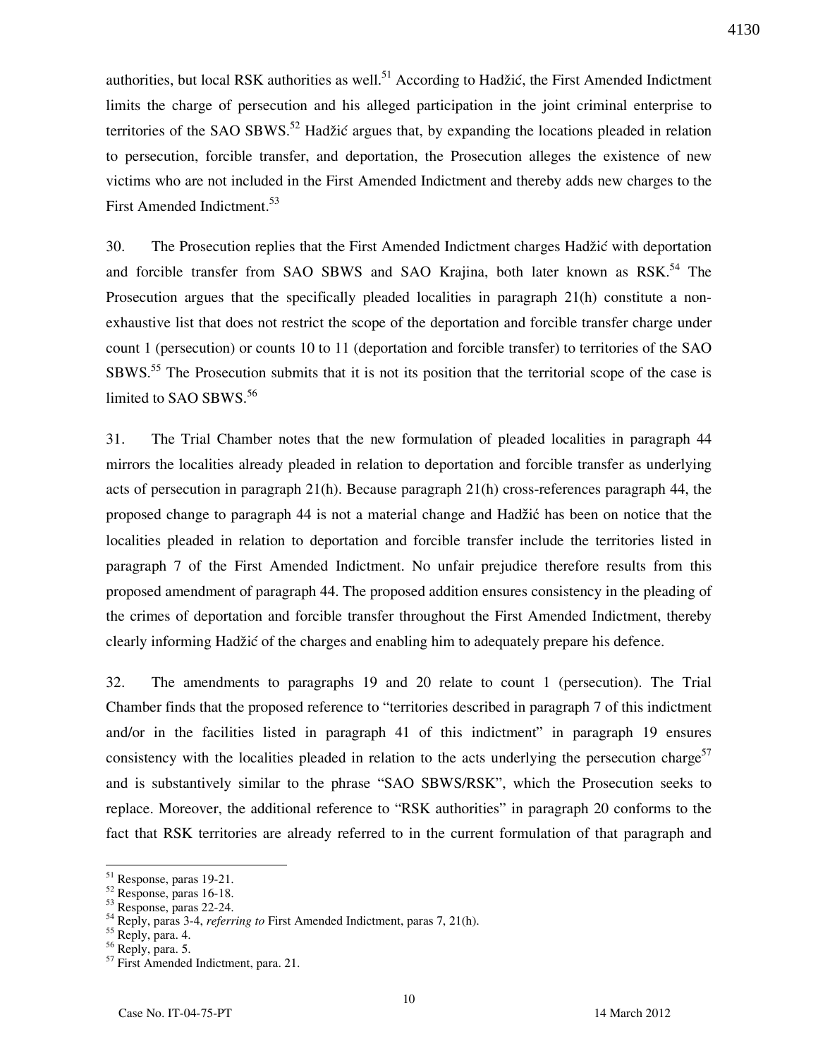authorities, but local RSK authorities as well.[51] According to Hadžić, the First Amended Indictment limits the charge of persecution and his alleged participation in the joint criminal enterprise to territories of the SAO SBWS.[52] Hadžić argues that, by expanding the locations pleaded in relation to persecution, forcible transfer, and deportation, the Prosecution alleges the existence of new victims who are not included in the First Amended Indictment and thereby adds new charges to the First Amended Indictment.[53]

30. The Prosecution replies that the First Amended Indictment charges Hadžić with deportation and forcible transfer from SAO SBWS and SAO Krajina, both later known as RSK.[54] The Prosecution argues that the specifically pleaded localities in paragraph 21(h) constitute a non-exhaustive list that does not restrict the scope of the deportation and forcible transfer charge under count 1 (persecution) or counts 10 to 11 (deportation and forcible transfer) to territories of the SAO SBWS.[55] The Prosecution submits that it is not its position that the territorial scope of the case is limited to SAO SBWS.[56]

31. The Trial Chamber notes that the new formulation of pleaded localities in paragraph 44 mirrors the localities already pleaded in relation to deportation and forcible transfer as underlying acts of persecution in paragraph 21(h). Because paragraph 21(h) cross-references paragraph 44, the proposed change to paragraph 44 is not a material change and Hadžić has been on notice that the localities pleaded in relation to deportation and forcible transfer include the territories listed in paragraph 7 of the First Amended Indictment. No unfair prejudice therefore results from this proposed amendment of paragraph 44. The proposed addition ensures consistency in the pleading of the crimes of deportation and forcible transfer throughout the First Amended Indictment, thereby clearly informing Hadžić of the charges and enabling him to adequately prepare his defence.

32. The amendments to paragraphs 19 and 20 relate to count 1 (persecution). The Trial Chamber finds that the proposed reference to "territories described in paragraph 7 of this indictment and/or in the facilities listed in paragraph 41 of this indictment" in paragraph 19 ensures consistency with the localities pleaded in relation to the acts underlying the persecution charge[57] and is substantively similar to the phrase "SAO SBWS/RSK", which the Prosecution seeks to replace. Moreover, the additional reference to "RSK authorities" in paragraph 20 conforms to the fact that RSK territories are already referred to in the current formulation of that paragraph and

---

[51] Response, paras 19-21.
[52] Response, paras 16-18.
[53] Response, paras 22-24.
[54] Reply, paras 3-4, *referring to* First Amended Indictment, paras 7, 21(h).
[55] Reply, para. 4.
[56] Reply, para. 5.
[57] First Amended Indictment, para. 21.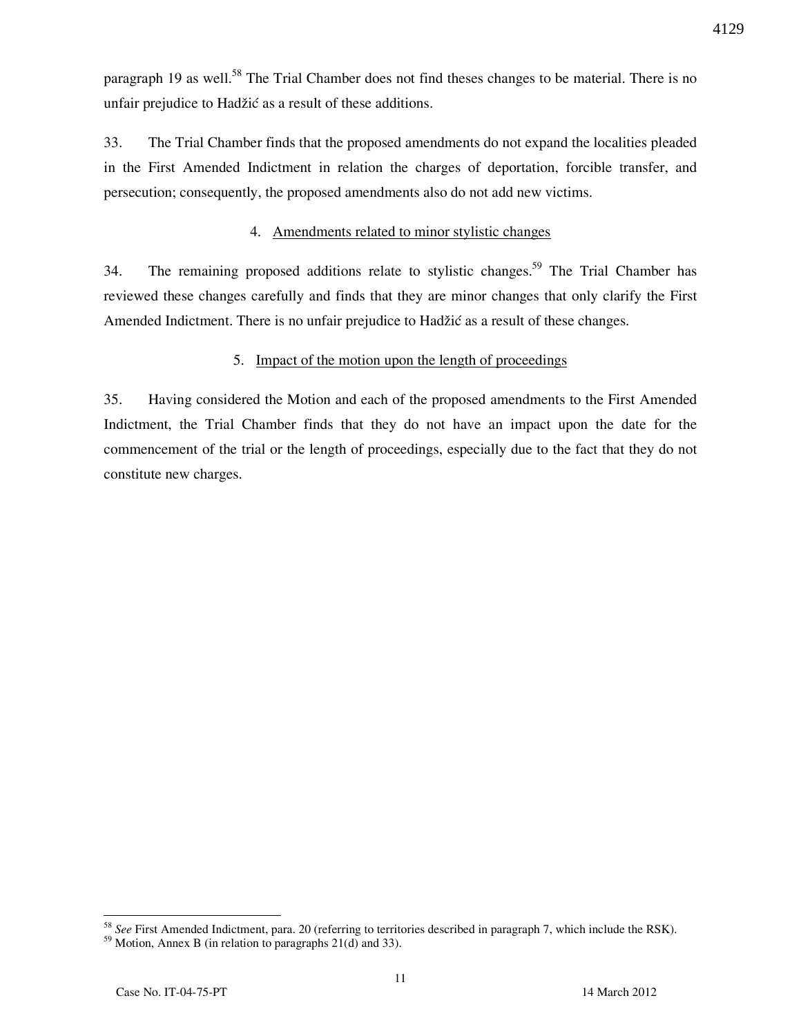paragraph 19 as well.[58] The Trial Chamber does not find theses changes to be material. There is no unfair prejudice to Hadžić as a result of these additions.

33. The Trial Chamber finds that the proposed amendments do not expand the localities pleaded in the First Amended Indictment in relation the charges of deportation, forcible transfer, and persecution; consequently, the proposed amendments also do not add new victims.

#### 4. Amendments related to minor stylistic changes

34. The remaining proposed additions relate to stylistic changes.[59] The Trial Chamber has reviewed these changes carefully and finds that they are minor changes that only clarify the First Amended Indictment. There is no unfair prejudice to Hadžić as a result of these changes.

#### 5. Impact of the motion upon the length of proceedings

35. Having considered the Motion and each of the proposed amendments to the First Amended Indictment, the Trial Chamber finds that they do not have an impact upon the date for the commencement of the trial or the length of proceedings, especially due to the fact that they do not constitute new charges.

---

[58] *See* First Amended Indictment, para. 20 (referring to territories described in paragraph 7, which include the RSK).

[59] Motion, Annex B (in relation to paragraphs 21(d) and 33).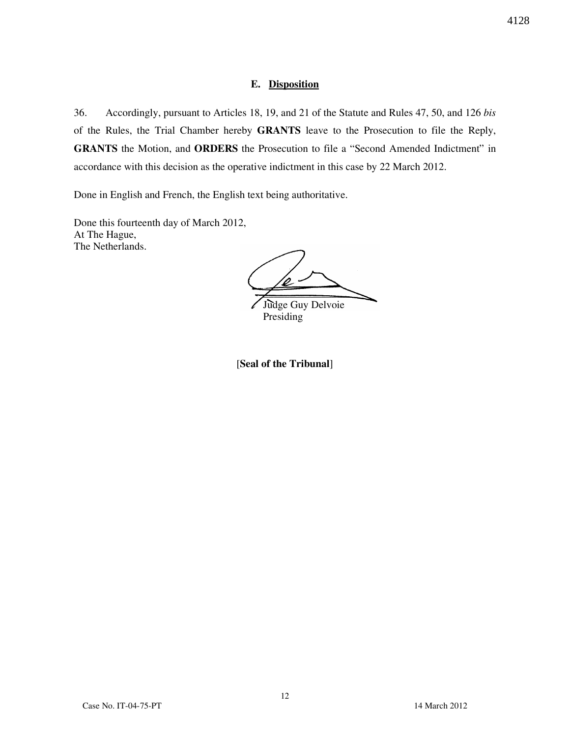### E. Disposition

36. Accordingly, pursuant to Articles 18, 19, and 21 of the Statute and Rules 47, 50, and 126 *bis* of the Rules, the Trial Chamber hereby **GRANTS** leave to the Prosecution to file the Reply, **GRANTS** the Motion, and **ORDERS** the Prosecution to file a "Second Amended Indictment" in accordance with this decision as the operative indictment in this case by 22 March 2012.

Done in English and French, the English text being authoritative.

Done this fourteenth day of March 2012,
At The Hague,
The Netherlands.

Judge Guy Delvoie
Presiding

[**Seal of the Tribunal**]